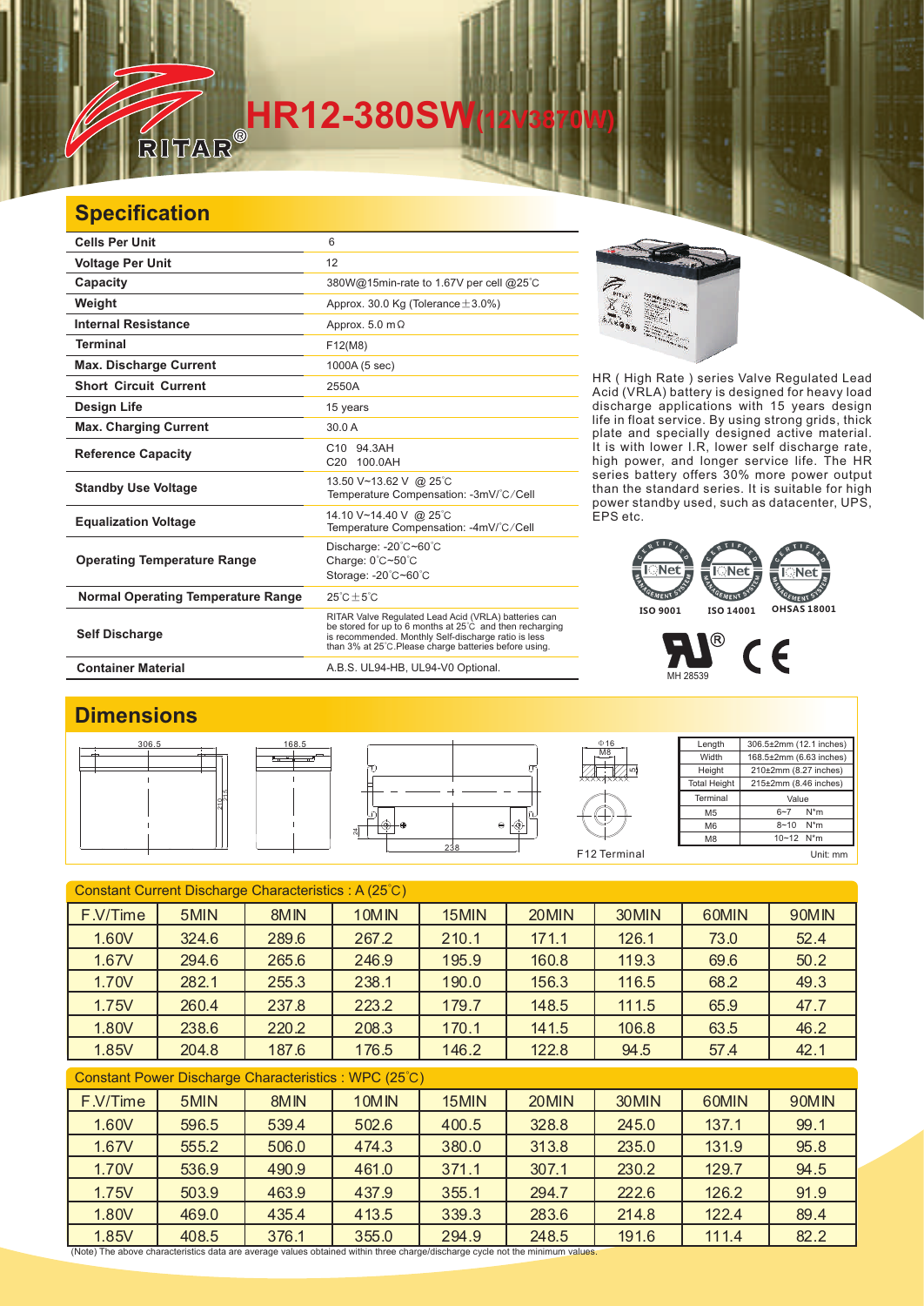# HR12-380SW(12V380W)

## Specification

| | |
|---|---|
| **Cells Per Unit** | 6 |
| **Voltage Per Unit** | 12 |
| **Capacity** | 380W@15min-rate to 1.67V per cell @25°C |
| **Weight** | Approx. 30.0 Kg (Tolerance±3.0%) |
| **Internal Resistance** | Approx. 5.0 mΩ |
| **Terminal** | F12(M8) |
| **Max. Discharge Current** | 1000A (5 sec) |
| **Short Circuit Current** | 2550A |
| **Design Life** | 15 years |
| **Max. Charging Current** | 30.0 A |
| **Reference Capacity** | C10 94.3AH<br>C20 100.0AH |
| **Standby Use Voltage** | 13.50 V~13.62 V @ 25°C<br>Temperature Compensation: -3mV/°C/Cell |
| **Equalization Voltage** | 14.10 V~14.40 V @ 25°C<br>Temperature Compensation: -4mV/°C/Cell |
| **Operating Temperature Range** | Discharge: -20°C~60°C<br>Charge: 0°C~50°C<br>Storage: -20°C~60°C |
| **Normal Operating Temperature Range** | 25°C±5°C |
| **Self Discharge** | RITAR Valve Regulated Lead Acid (VRLA) batteries can be stored for up to 6 months at 25°C and then recharging is recommended. Monthly Self-discharge ratio is less than 3% at 25°C.Please charge batteries before using. |
| **Container Material** | A.B.S. UL94-HB, UL94-V0 Optional. |

HR ( High Rate ) series Valve Regulated Lead Acid (VRLA) battery is designed for heavy load discharge applications with 15 years design life in float service. By using strong grids, thick plate and specially designed active material. It is with lower I.R, lower self discharge rate, high power, and longer service life. The HR series battery offers 30% more power output than the standard series. It is suitable for high power standby used, such as datacenter, UPS, EPS etc.

ISO 9001 ISO 14001 OHSAS 18001

MH 28539

## Dimensions

| Length | 306.5±2mm (12.1 inches) |
|---|---|
| Width | 168.5±2mm (6.63 inches) |
| Height | 210±2mm (8.27 inches) |
| Total Height | 215±2mm (8.46 inches) |

| Terminal | Value |
|---|---|
| M5 | 6~7 N*m |
| M6 | 8~10 N*m |
| M8 | 10~12 N*m |

F12 Terminal

Unit: mm

### Constant Current Discharge Characteristics : A (25°C)

| F.V/Time | 5MIN | 8MIN | 10MIN | 15MIN | 20MIN | 30MIN | 60MIN | 90MIN |
|---|---|---|---|---|---|---|---|---|
| 1.60V | 324.6 | 289.6 | 267.2 | 210.1 | 171.1 | 126.1 | 73.0 | 52.4 |
| 1.67V | 294.6 | 265.6 | 246.9 | 195.9 | 160.8 | 119.3 | 69.6 | 50.2 |
| 1.70V | 282.1 | 255.3 | 238.1 | 190.0 | 156.3 | 116.5 | 68.2 | 49.3 |
| 1.75V | 260.4 | 237.8 | 223.2 | 179.7 | 148.5 | 111.5 | 65.9 | 47.7 |
| 1.80V | 238.6 | 220.2 | 208.3 | 170.1 | 141.5 | 106.8 | 63.5 | 46.2 |
| 1.85V | 204.8 | 187.6 | 176.5 | 146.2 | 122.8 | 94.5 | 57.4 | 42.1 |

### Constant Power Discharge Characteristics : WPC (25°C)

| F.V/Time | 5MIN | 8MIN | 10MIN | 15MIN | 20MIN | 30MIN | 60MIN | 90MIN |
|---|---|---|---|---|---|---|---|---|
| 1.60V | 596.5 | 539.4 | 502.6 | 400.5 | 328.8 | 245.0 | 137.1 | 99.1 |
| 1.67V | 555.2 | 506.0 | 474.3 | 380.0 | 313.8 | 235.0 | 131.9 | 95.8 |
| 1.70V | 536.9 | 490.9 | 461.0 | 371.1 | 307.1 | 230.2 | 129.7 | 94.5 |
| 1.75V | 503.9 | 463.9 | 437.9 | 355.1 | 294.7 | 222.6 | 126.2 | 91.9 |
| 1.80V | 469.0 | 435.4 | 413.5 | 339.3 | 283.6 | 214.8 | 122.4 | 89.4 |
| 1.85V | 408.5 | 376.1 | 355.0 | 294.9 | 248.5 | 191.6 | 111.4 | 82.2 |

(Note) The above characteristics data are average values obtained within three charge/discharge cycle not the minimum values.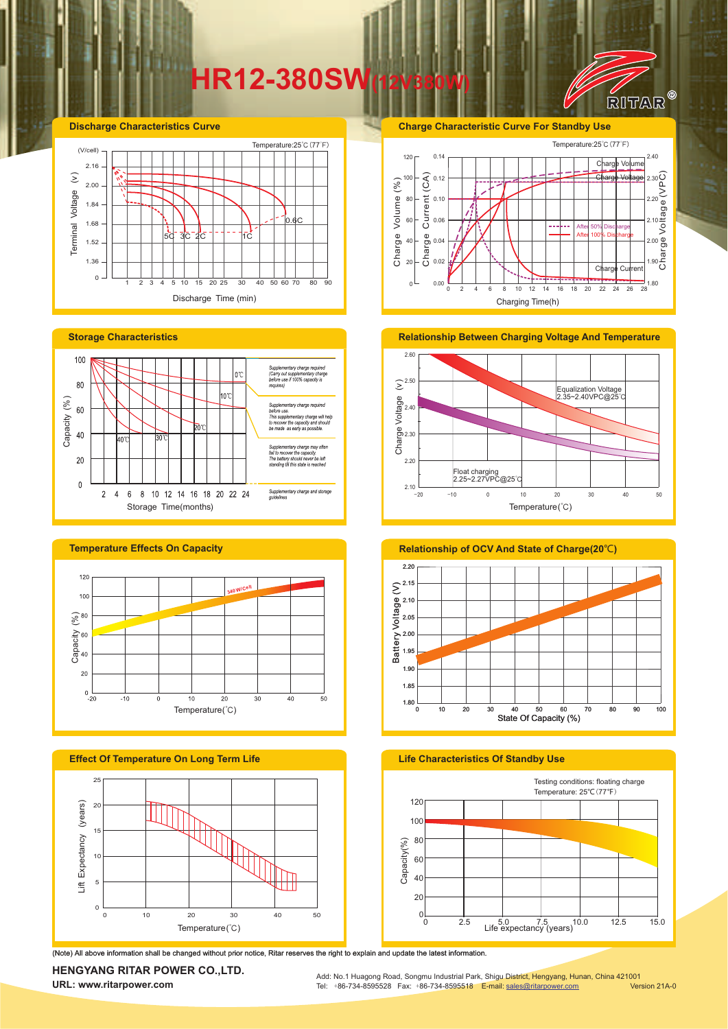# HR12-380SW(12V380W)

RITAR®

## Discharge Characteristics Curve

(V/cell)

Temperature:25℃ (77℉)

Terminal Voltage (v)

2.16
2.00
1.84
1.68
1.52
1.36
0

5C 3C 2C 1C 0.6C

1 2 3 4 5 10 15 20 25 30 40 50 60 70 80 90

Discharge Time (min)

## Charge Characteristic Curve For Standby Use

Temperature:25℃ (77℉)

Charge Volume (%)
Charge Current (CA)
Charge Voltage (VPC)

120 100 80 60 40 20 0

0.14 0.12 0.10 0.06 0.04 0.02 0.00

2.40 2.30 2.20 2.10 2.00 1.90 1.80

Charge Volume
Charge Voltage
After 50% Discharge
After 100% Discharge
Charge Current

0 2 4 6 8 10 12 14 16 18 20 22 24 26 28

Charging Time(h)

## Storage Characteristics

Capacity (%)

100 80 60 40 20 0

0℃ 10℃ 20℃ 30℃ 40℃

Supplementary charge required (Carry out supplementary charge before use if 100% capacity is required)

Supplementary charge required before use. This supplementary charge will help to recover the capacity and should be made as early as possible.

Supplementary charge may often fail to recover the capacity. The battery should never be left standing till this state is reached

Supplementary charge and storage guidelines

2 4 6 8 10 12 14 16 18 20 22 24

Storage Time(months)

## Relationship Between Charging Voltage And Temperature

Charge Voltage (v)

2.60 2.50 2.40 2.30 2.20 2.10

Equalization Voltage 2.35~2.40VPC@25℃

Float charging 2.25~2.27VPC@25℃

−20 −10 0 10 20 30 40 50

Temperature(℃)

## Temperature Effects On Capacity

Capacity (%)

120 100 80 60 40 20 0

340W/Cell

-20 -10 0 10 20 30 40 50

Temperature(℃)

## Relationship of OCV And State of Charge(20℃)

Battery Voltage (V)

2.20 2.15 2.10 2.05 2.00 1.95 1.90 1.85 1.80

0 10 20 30 40 50 60 70 80 90 100

State Of Capacity (%)

## Effect Of Temperature On Long Term Life

Lift Expectancy (years)

25 20 15 10 5 0

0 10 20 30 40 50

Temperature(℃)

## Life Characteristics Of Standby Use

Testing conditions: floating charge
Temperature: 25℃(77℉)

Capacity(%)

120 100 80 60 40 20 0

0 2.5 5.0 7.5 10.0 12.5 15.0

Life expectancy (years)

(Note) All above information shall be changed without prior notice, Ritar reserves the right to explain and update the latest information.

**HENGYANG RITAR POWER CO.,LTD.**
**URL: www.ritarpower.com**

Add: No.1 Huagong Road, Songmu Industrial Park, Shigu District, Hengyang, Hunan, China 421001
Tel: +86-734-8595528 Fax: +86-734-8595518 E-mail: sales@ritarpower.com

Version 21A-0